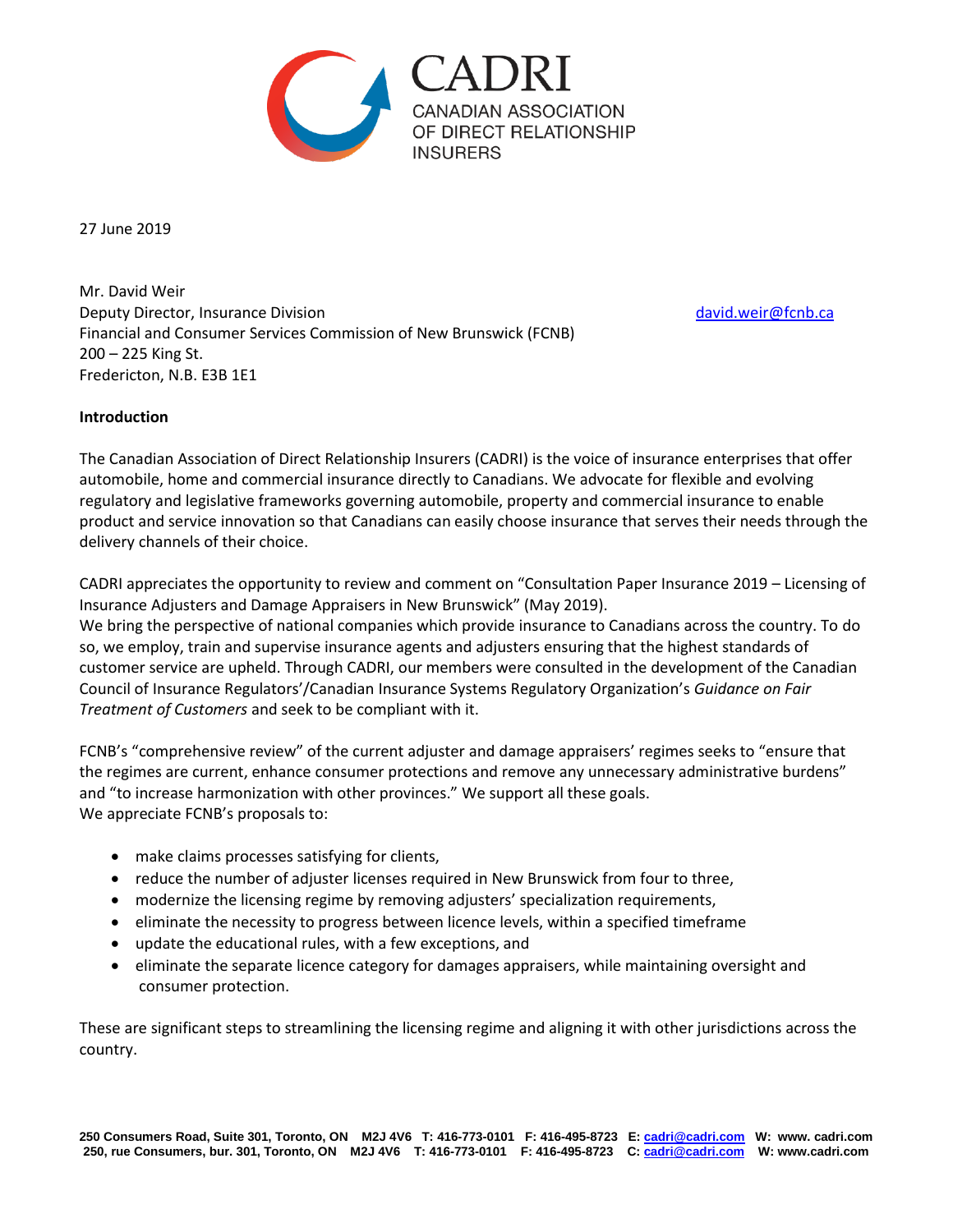CADRI
CANADIAN ASSOCIATION OF DIRECT RELATIONSHIP INSURERS

27 June 2019

Mr. David Weir
Deputy Director, Insurance Division
Financial and Consumer Services Commission of New Brunswick (FCNB)
200 – 225 King St.
Fredericton, N.B. E3B 1E1

david.weir@fcnb.ca

**Introduction**

The Canadian Association of Direct Relationship Insurers (CADRI) is the voice of insurance enterprises that offer automobile, home and commercial insurance directly to Canadians. We advocate for flexible and evolving regulatory and legislative frameworks governing automobile, property and commercial insurance to enable product and service innovation so that Canadians can easily choose insurance that serves their needs through the delivery channels of their choice.

CADRI appreciates the opportunity to review and comment on "Consultation Paper Insurance 2019 – Licensing of Insurance Adjusters and Damage Appraisers in New Brunswick" (May 2019).
We bring the perspective of national companies which provide insurance to Canadians across the country. To do so, we employ, train and supervise insurance agents and adjusters ensuring that the highest standards of customer service are upheld. Through CADRI, our members were consulted in the development of the Canadian Council of Insurance Regulators'/Canadian Insurance Systems Regulatory Organization's *Guidance on Fair Treatment of Customers* and seek to be compliant with it.

FCNB's "comprehensive review" of the current adjuster and damage appraisers' regimes seeks to "ensure that the regimes are current, enhance consumer protections and remove any unnecessary administrative burdens" and "to increase harmonization with other provinces." We support all these goals.
We appreciate FCNB's proposals to:

- make claims processes satisfying for clients,
- reduce the number of adjuster licenses required in New Brunswick from four to three,
- modernize the licensing regime by removing adjusters' specialization requirements,
- eliminate the necessity to progress between licence levels, within a specified timeframe
- update the educational rules, with a few exceptions, and
- eliminate the separate licence category for damages appraisers, while maintaining oversight and consumer protection.

These are significant steps to streamlining the licensing regime and aligning it with other jurisdictions across the country.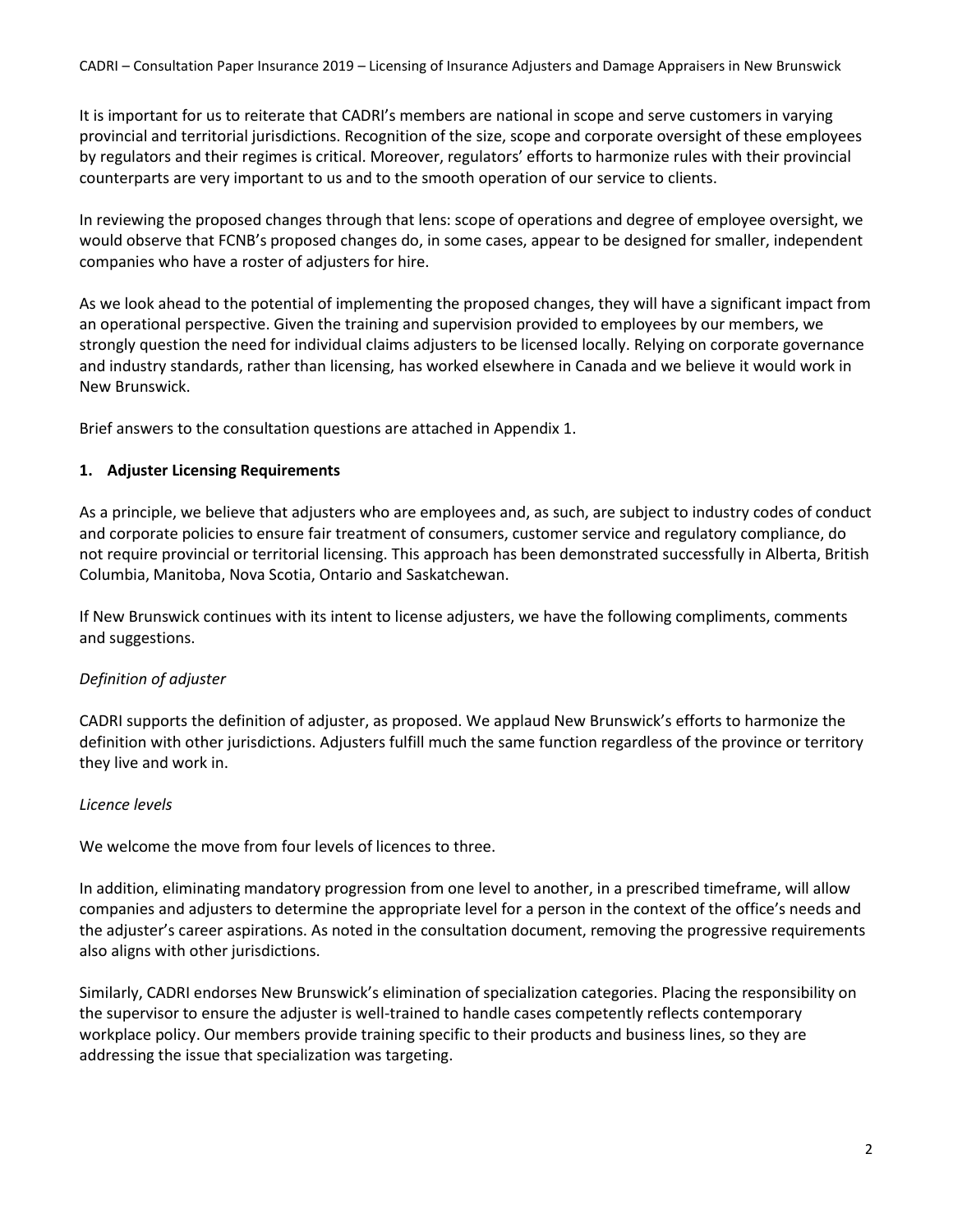It is important for us to reiterate that CADRI's members are national in scope and serve customers in varying provincial and territorial jurisdictions. Recognition of the size, scope and corporate oversight of these employees by regulators and their regimes is critical. Moreover, regulators' efforts to harmonize rules with their provincial counterparts are very important to us and to the smooth operation of our service to clients.

In reviewing the proposed changes through that lens: scope of operations and degree of employee oversight, we would observe that FCNB's proposed changes do, in some cases, appear to be designed for smaller, independent companies who have a roster of adjusters for hire.

As we look ahead to the potential of implementing the proposed changes, they will have a significant impact from an operational perspective. Given the training and supervision provided to employees by our members, we strongly question the need for individual claims adjusters to be licensed locally. Relying on corporate governance and industry standards, rather than licensing, has worked elsewhere in Canada and we believe it would work in New Brunswick.

Brief answers to the consultation questions are attached in Appendix 1.

## 1. Adjuster Licensing Requirements

As a principle, we believe that adjusters who are employees and, as such, are subject to industry codes of conduct and corporate policies to ensure fair treatment of consumers, customer service and regulatory compliance, do not require provincial or territorial licensing. This approach has been demonstrated successfully in Alberta, British Columbia, Manitoba, Nova Scotia, Ontario and Saskatchewan.

If New Brunswick continues with its intent to license adjusters, we have the following compliments, comments and suggestions.

*Definition of adjuster*

CADRI supports the definition of adjuster, as proposed. We applaud New Brunswick's efforts to harmonize the definition with other jurisdictions. Adjusters fulfill much the same function regardless of the province or territory they live and work in.

*Licence levels*

We welcome the move from four levels of licences to three.

In addition, eliminating mandatory progression from one level to another, in a prescribed timeframe, will allow companies and adjusters to determine the appropriate level for a person in the context of the office's needs and the adjuster's career aspirations. As noted in the consultation document, removing the progressive requirements also aligns with other jurisdictions.

Similarly, CADRI endorses New Brunswick's elimination of specialization categories. Placing the responsibility on the supervisor to ensure the adjuster is well-trained to handle cases competently reflects contemporary workplace policy. Our members provide training specific to their products and business lines, so they are addressing the issue that specialization was targeting.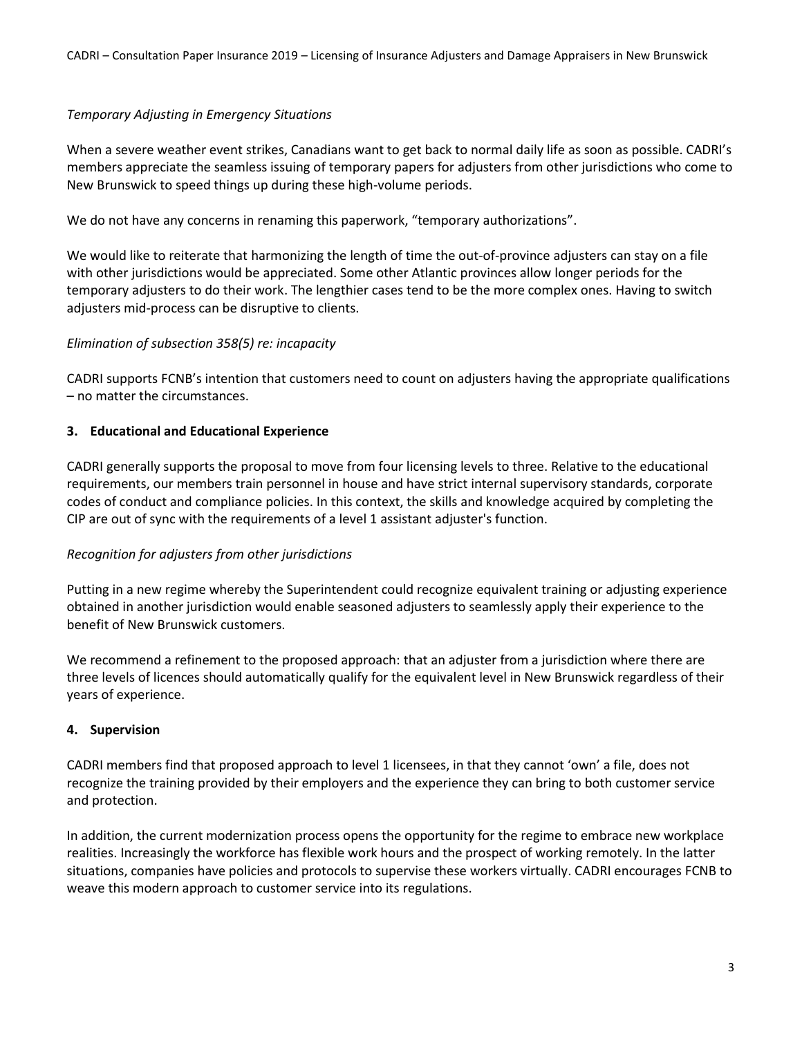*Temporary Adjusting in Emergency Situations*

When a severe weather event strikes, Canadians want to get back to normal daily life as soon as possible. CADRI's members appreciate the seamless issuing of temporary papers for adjusters from other jurisdictions who come to New Brunswick to speed things up during these high-volume periods.

We do not have any concerns in renaming this paperwork, "temporary authorizations".

We would like to reiterate that harmonizing the length of time the out-of-province adjusters can stay on a file with other jurisdictions would be appreciated. Some other Atlantic provinces allow longer periods for the temporary adjusters to do their work. The lengthier cases tend to be the more complex ones. Having to switch adjusters mid-process can be disruptive to clients.

*Elimination of subsection 358(5) re: incapacity*

CADRI supports FCNB's intention that customers need to count on adjusters having the appropriate qualifications – no matter the circumstances.

### 3. Educational and Educational Experience

CADRI generally supports the proposal to move from four licensing levels to three. Relative to the educational requirements, our members train personnel in house and have strict internal supervisory standards, corporate codes of conduct and compliance policies. In this context, the skills and knowledge acquired by completing the CIP are out of sync with the requirements of a level 1 assistant adjuster's function.

*Recognition for adjusters from other jurisdictions*

Putting in a new regime whereby the Superintendent could recognize equivalent training or adjusting experience obtained in another jurisdiction would enable seasoned adjusters to seamlessly apply their experience to the benefit of New Brunswick customers.

We recommend a refinement to the proposed approach: that an adjuster from a jurisdiction where there are three levels of licences should automatically qualify for the equivalent level in New Brunswick regardless of their years of experience.

### 4. Supervision

CADRI members find that proposed approach to level 1 licensees, in that they cannot 'own' a file, does not recognize the training provided by their employers and the experience they can bring to both customer service and protection.

In addition, the current modernization process opens the opportunity for the regime to embrace new workplace realities. Increasingly the workforce has flexible work hours and the prospect of working remotely. In the latter situations, companies have policies and protocols to supervise these workers virtually. CADRI encourages FCNB to weave this modern approach to customer service into its regulations.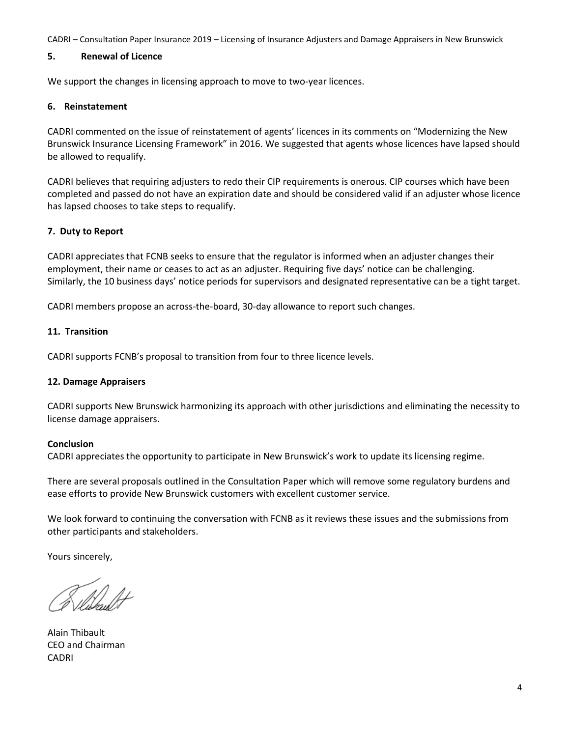## 5. Renewal of Licence

We support the changes in licensing approach to move to two-year licences.

## 6. Reinstatement

CADRI commented on the issue of reinstatement of agents' licences in its comments on "Modernizing the New Brunswick Insurance Licensing Framework" in 2016. We suggested that agents whose licences have lapsed should be allowed to requalify.

CADRI believes that requiring adjusters to redo their CIP requirements is onerous. CIP courses which have been completed and passed do not have an expiration date and should be considered valid if an adjuster whose licence has lapsed chooses to take steps to requalify.

## 7. Duty to Report

CADRI appreciates that FCNB seeks to ensure that the regulator is informed when an adjuster changes their employment, their name or ceases to act as an adjuster. Requiring five days' notice can be challenging. Similarly, the 10 business days' notice periods for supervisors and designated representative can be a tight target.

CADRI members propose an across-the-board, 30-day allowance to report such changes.

## 11. Transition

CADRI supports FCNB's proposal to transition from four to three licence levels.

## 12. Damage Appraisers

CADRI supports New Brunswick harmonizing its approach with other jurisdictions and eliminating the necessity to license damage appraisers.

## Conclusion

CADRI appreciates the opportunity to participate in New Brunswick's work to update its licensing regime.

There are several proposals outlined in the Consultation Paper which will remove some regulatory burdens and ease efforts to provide New Brunswick customers with excellent customer service.

We look forward to continuing the conversation with FCNB as it reviews these issues and the submissions from other participants and stakeholders.

Yours sincerely,

Alain Thibault
CEO and Chairman
CADRI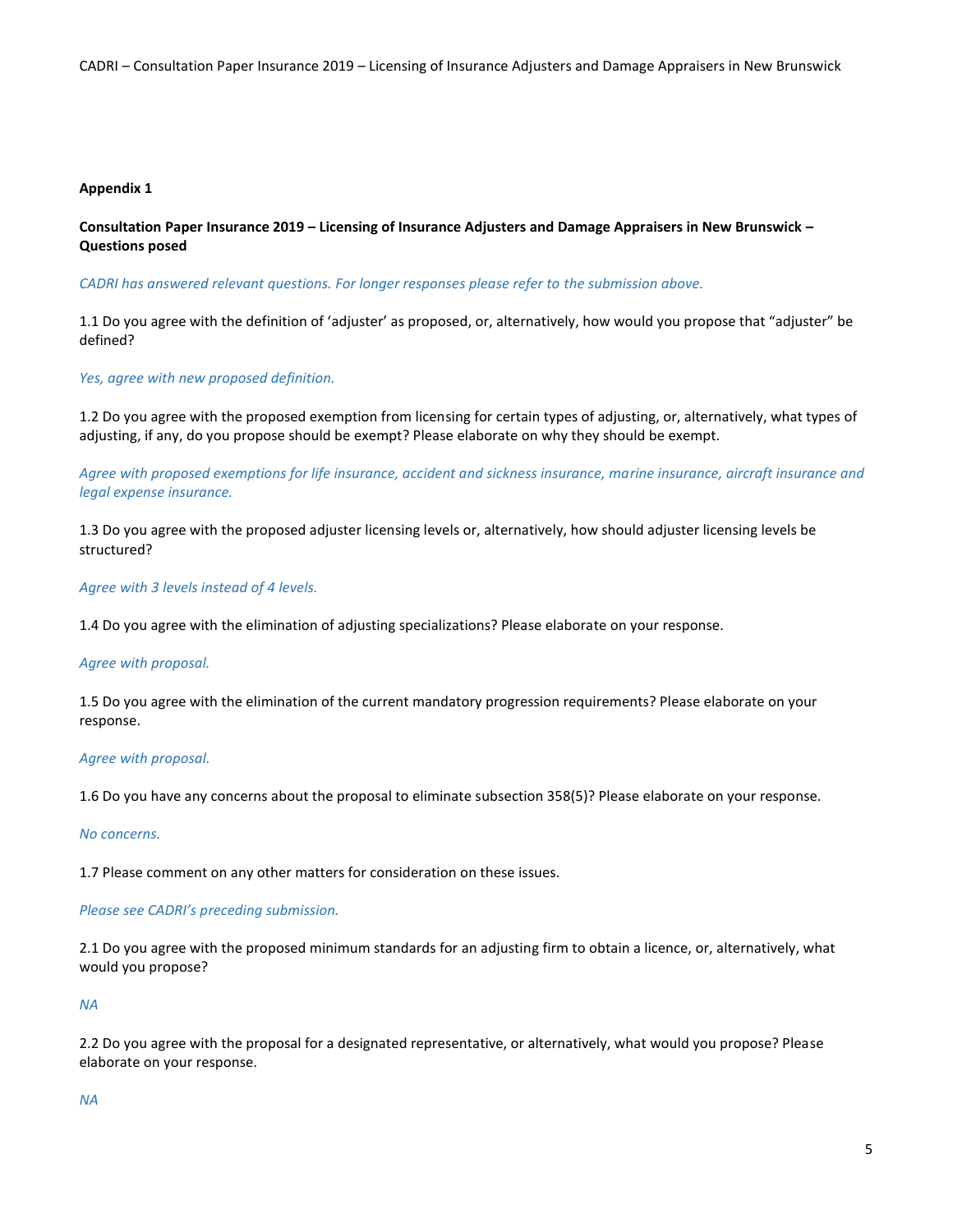**Appendix 1**

**Consultation Paper Insurance 2019 – Licensing of Insurance Adjusters and Damage Appraisers in New Brunswick – Questions posed**

*CADRI has answered relevant questions. For longer responses please refer to the submission above.*

1.1 Do you agree with the definition of 'adjuster' as proposed, or, alternatively, how would you propose that "adjuster" be defined?

*Yes, agree with new proposed definition.*

1.2 Do you agree with the proposed exemption from licensing for certain types of adjusting, or, alternatively, what types of adjusting, if any, do you propose should be exempt? Please elaborate on why they should be exempt.

*Agree with proposed exemptions for life insurance, accident and sickness insurance, marine insurance, aircraft insurance and legal expense insurance.*

1.3 Do you agree with the proposed adjuster licensing levels or, alternatively, how should adjuster licensing levels be structured?

*Agree with 3 levels instead of 4 levels.*

1.4 Do you agree with the elimination of adjusting specializations? Please elaborate on your response.

*Agree with proposal.*

1.5 Do you agree with the elimination of the current mandatory progression requirements? Please elaborate on your response.

*Agree with proposal.*

1.6 Do you have any concerns about the proposal to eliminate subsection 358(5)? Please elaborate on your response.

*No concerns.*

1.7 Please comment on any other matters for consideration on these issues.

*Please see CADRI's preceding submission.*

2.1 Do you agree with the proposed minimum standards for an adjusting firm to obtain a licence, or, alternatively, what would you propose?

*NA*

2.2 Do you agree with the proposal for a designated representative, or alternatively, what would you propose? Please elaborate on your response.

*NA*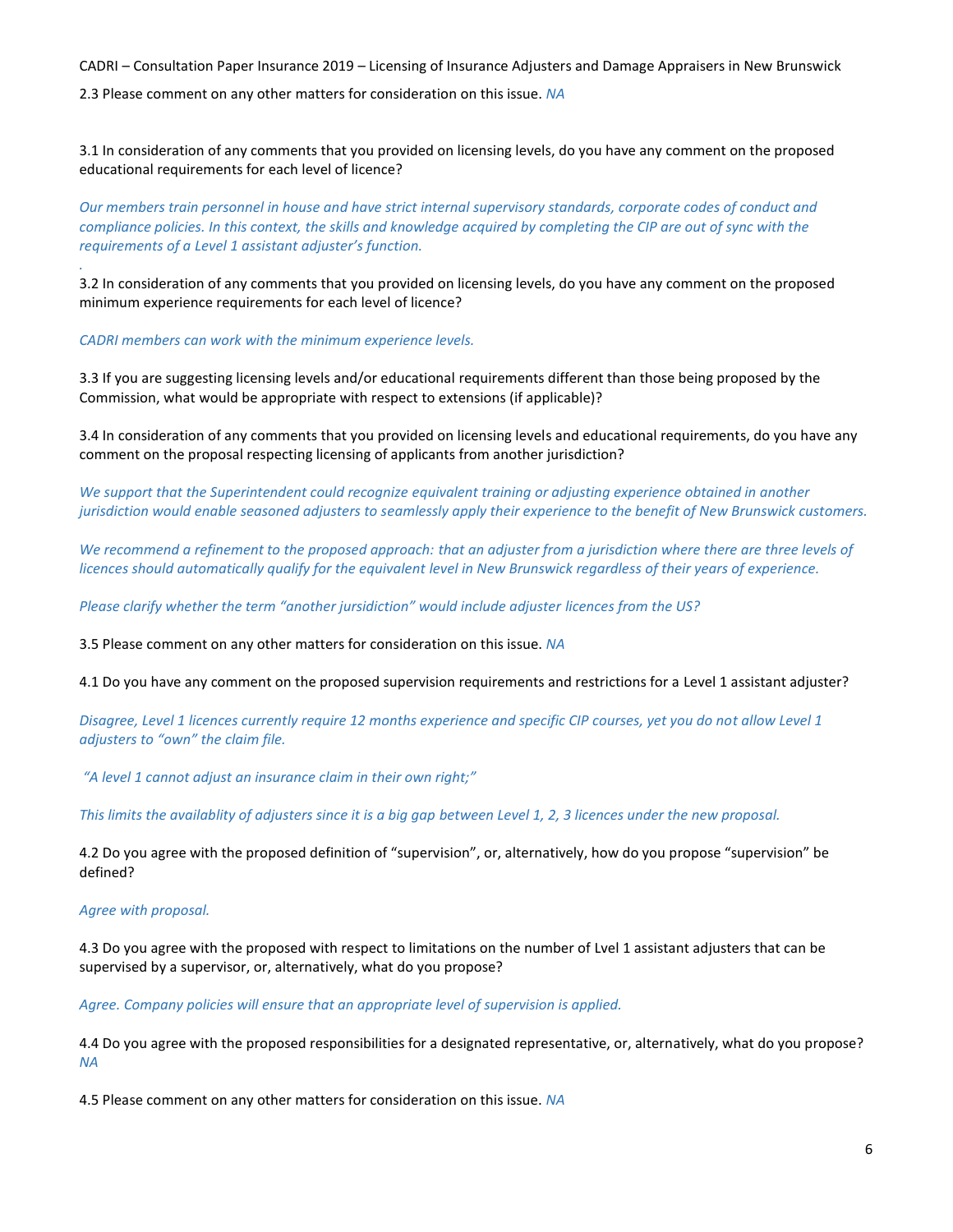2.3 Please comment on any other matters for consideration on this issue. *NA*

3.1 In consideration of any comments that you provided on licensing levels, do you have any comment on the proposed educational requirements for each level of licence?

*Our members train personnel in house and have strict internal supervisory standards, corporate codes of conduct and compliance policies. In this context, the skills and knowledge acquired by completing the CIP are out of sync with the requirements of a Level 1 assistant adjuster's function.*

*.*

3.2 In consideration of any comments that you provided on licensing levels, do you have any comment on the proposed minimum experience requirements for each level of licence?

*CADRI members can work with the minimum experience levels.*

3.3 If you are suggesting licensing levels and/or educational requirements different than those being proposed by the Commission, what would be appropriate with respect to extensions (if applicable)?

3.4 In consideration of any comments that you provided on licensing levels and educational requirements, do you have any comment on the proposal respecting licensing of applicants from another jurisdiction?

*We support that the Superintendent could recognize equivalent training or adjusting experience obtained in another jurisdiction would enable seasoned adjusters to seamlessly apply their experience to the benefit of New Brunswick customers.*

*We recommend a refinement to the proposed approach: that an adjuster from a jurisdiction where there are three levels of licences should automatically qualify for the equivalent level in New Brunswick regardless of their years of experience.*

*Please clarify whether the term "another jursidiction" would include adjuster licences from the US?*

3.5 Please comment on any other matters for consideration on this issue. *NA*

4.1 Do you have any comment on the proposed supervision requirements and restrictions for a Level 1 assistant adjuster?

*Disagree, Level 1 licences currently require 12 months experience and specific CIP courses, yet you do not allow Level 1 adjusters to "own" the claim file.*

*"A level 1 cannot adjust an insurance claim in their own right;"*

*This limits the availablity of adjusters since it is a big gap between Level 1, 2, 3 licences under the new proposal.*

4.2 Do you agree with the proposed definition of "supervision", or, alternatively, how do you propose "supervision" be defined?

*Agree with proposal.*

4.3 Do you agree with the proposed with respect to limitations on the number of Lvel 1 assistant adjusters that can be supervised by a supervisor, or, alternatively, what do you propose?

*Agree. Company policies will ensure that an appropriate level of supervision is applied.*

4.4 Do you agree with the proposed responsibilities for a designated representative, or, alternatively, what do you propose? *NA*

4.5 Please comment on any other matters for consideration on this issue. *NA*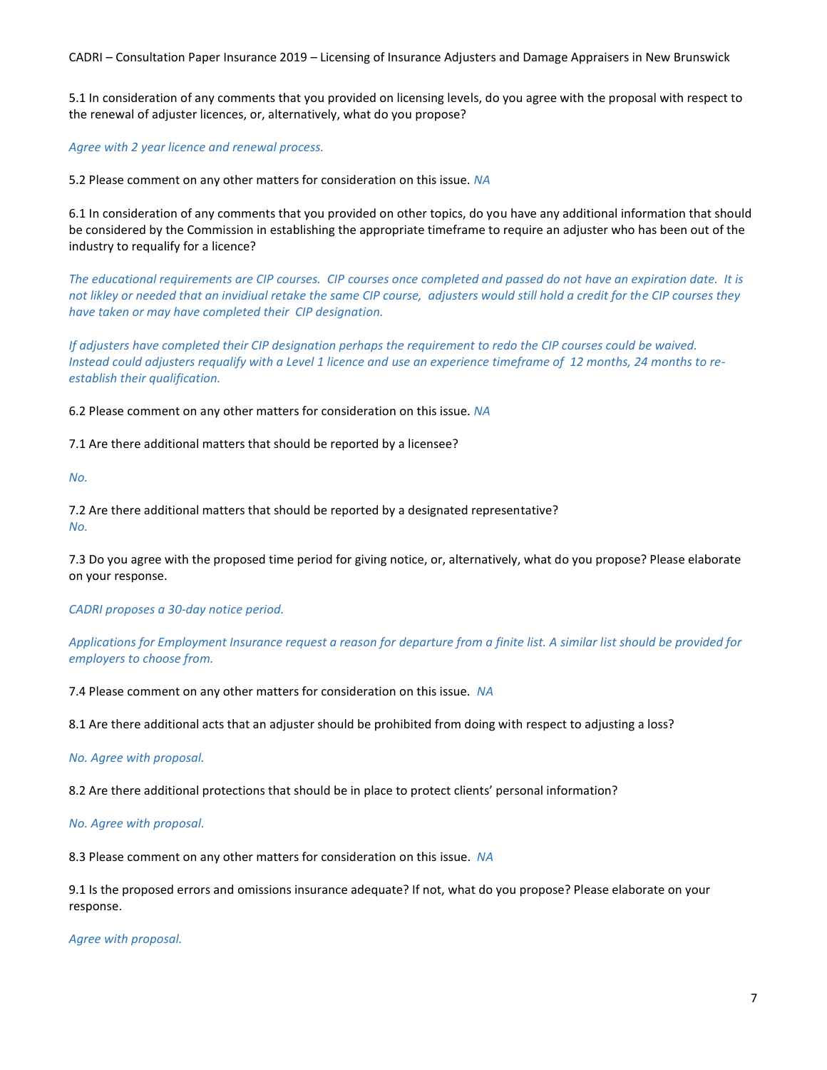5.1 In consideration of any comments that you provided on licensing levels, do you agree with the proposal with respect to the renewal of adjuster licences, or, alternatively, what do you propose?

*Agree with 2 year licence and renewal process.*

5.2 Please comment on any other matters for consideration on this issue. *NA*

6.1 In consideration of any comments that you provided on other topics, do you have any additional information that should be considered by the Commission in establishing the appropriate timeframe to require an adjuster who has been out of the industry to requalify for a licence?

*The educational requirements are CIP courses. CIP courses once completed and passed do not have an expiration date. It is not likley or needed that an invidiual retake the same CIP course, adjusters would still hold a credit for the CIP courses they have taken or may have completed their CIP designation.*

*If adjusters have completed their CIP designation perhaps the requirement to redo the CIP courses could be waived. Instead could adjusters requalify with a Level 1 licence and use an experience timeframe of 12 months, 24 months to re-establish their qualification.*

6.2 Please comment on any other matters for consideration on this issue. *NA*

7.1 Are there additional matters that should be reported by a licensee?

*No.*

7.2 Are there additional matters that should be reported by a designated representative?
*No.*

7.3 Do you agree with the proposed time period for giving notice, or, alternatively, what do you propose? Please elaborate on your response.

*CADRI proposes a 30-day notice period.*

*Applications for Employment Insurance request a reason for departure from a finite list. A similar list should be provided for employers to choose from.*

7.4 Please comment on any other matters for consideration on this issue. *NA*

8.1 Are there additional acts that an adjuster should be prohibited from doing with respect to adjusting a loss?

*No. Agree with proposal.*

8.2 Are there additional protections that should be in place to protect clients' personal information?

*No. Agree with proposal.*

8.3 Please comment on any other matters for consideration on this issue. *NA*

9.1 Is the proposed errors and omissions insurance adequate? If not, what do you propose? Please elaborate on your response.

*Agree with proposal.*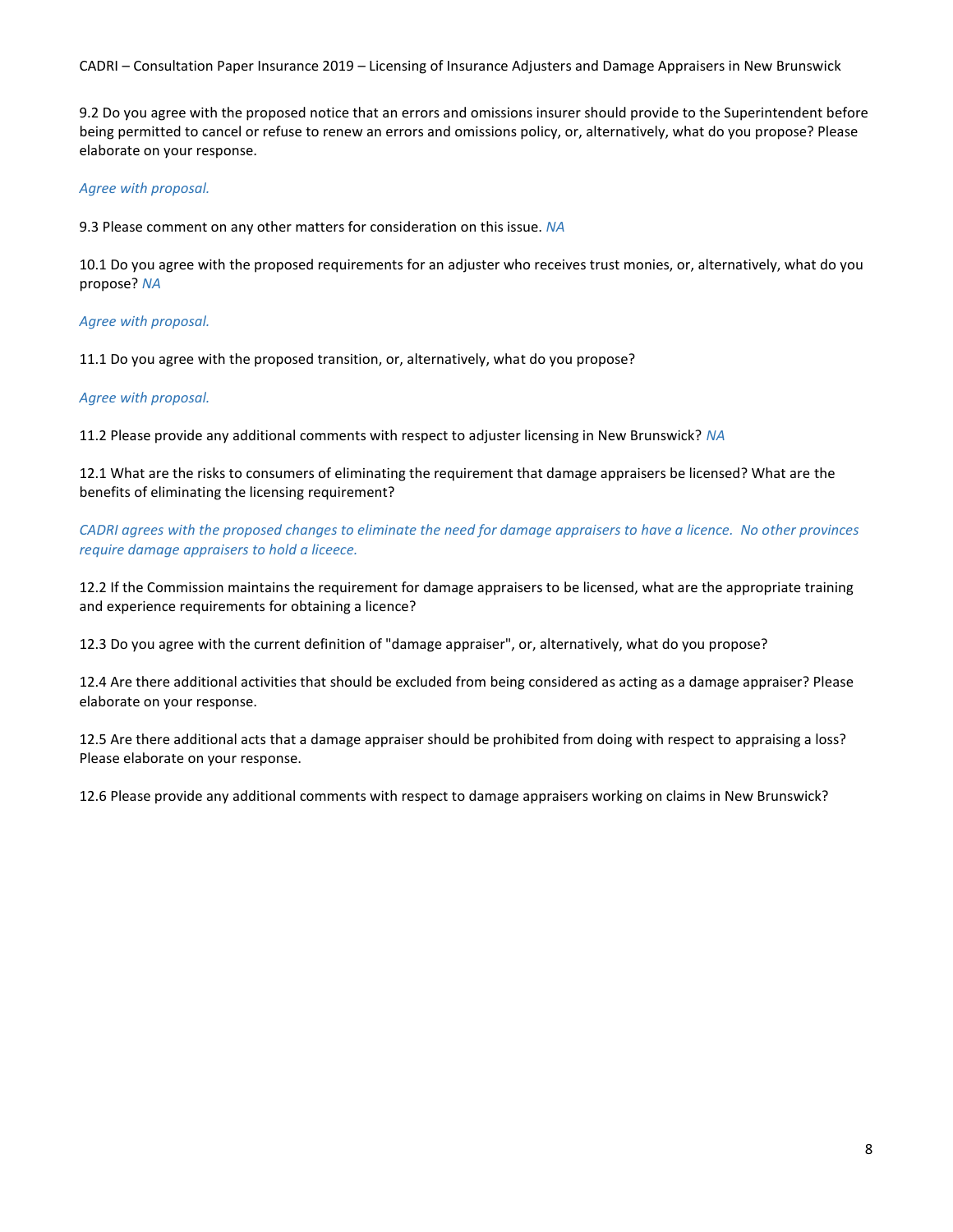9.2 Do you agree with the proposed notice that an errors and omissions insurer should provide to the Superintendent before being permitted to cancel or refuse to renew an errors and omissions policy, or, alternatively, what do you propose? Please elaborate on your response.

*Agree with proposal.*

9.3 Please comment on any other matters for consideration on this issue. *NA*

10.1 Do you agree with the proposed requirements for an adjuster who receives trust monies, or, alternatively, what do you propose? *NA*

*Agree with proposal.*

11.1 Do you agree with the proposed transition, or, alternatively, what do you propose?

*Agree with proposal.*

11.2 Please provide any additional comments with respect to adjuster licensing in New Brunswick? *NA*

12.1 What are the risks to consumers of eliminating the requirement that damage appraisers be licensed? What are the benefits of eliminating the licensing requirement?

*CADRI agrees with the proposed changes to eliminate the need for damage appraisers to have a licence. No other provinces require damage appraisers to hold a liceece.*

12.2 If the Commission maintains the requirement for damage appraisers to be licensed, what are the appropriate training and experience requirements for obtaining a licence?

12.3 Do you agree with the current definition of "damage appraiser", or, alternatively, what do you propose?

12.4 Are there additional activities that should be excluded from being considered as acting as a damage appraiser? Please elaborate on your response.

12.5 Are there additional acts that a damage appraiser should be prohibited from doing with respect to appraising a loss? Please elaborate on your response.

12.6 Please provide any additional comments with respect to damage appraisers working on claims in New Brunswick?